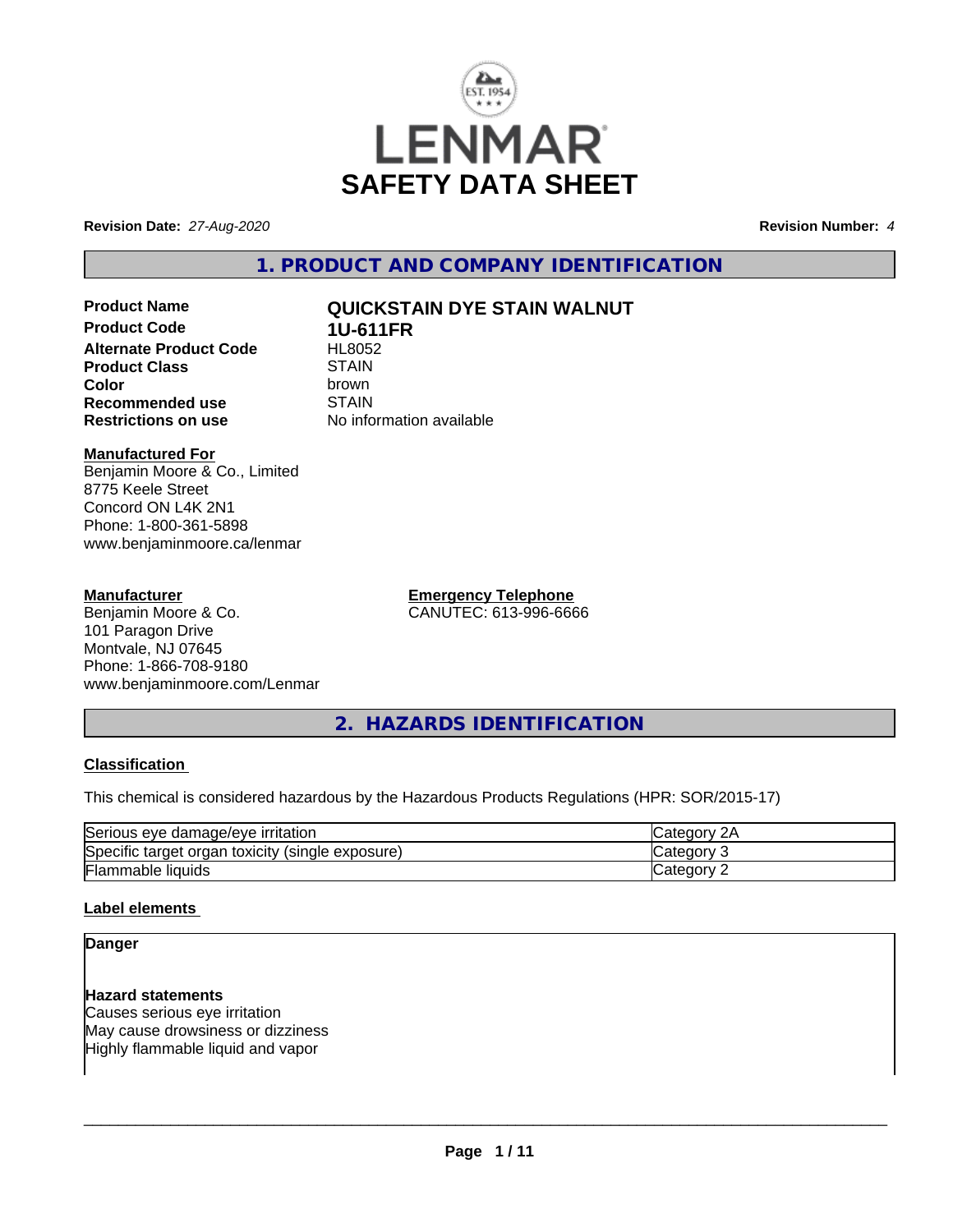# LENMAR SAFETY DATA SHEET

**Revision Date:** *27-Aug-2020* **Revision Number:** *4*

## 1. PRODUCT AND COMPANY IDENTIFICATION

| | |
|---|---|
| **Product Name** | **QUICKSTAIN DYE STAIN WALNUT** |
| **Product Code** | **1U-611FR** |
| **Alternate Product Code** | HL8052 |
| **Product Class** | STAIN |
| **Color** | brown |
| **Recommended use** | STAIN |
| **Restrictions on use** | No information available |

**Manufactured For**
Benjamin Moore & Co., Limited
8775 Keele Street
Concord ON L4K 2N1
Phone: 1-800-361-5898
www.benjaminmoore.ca/lenmar

**Manufacturer**
Benjamin Moore & Co.
101 Paragon Drive
Montvale, NJ 07645
Phone: 1-866-708-9180
www.benjaminmoore.com/Lenmar

**Emergency Telephone**
CANUTEC: 613-996-6666

## 2. HAZARDS IDENTIFICATION

### Classification

This chemical is considered hazardous by the Hazardous Products Regulations (HPR: SOR/2015-17)

| | |
|---|---|
| Serious eye damage/eye irritation | Category 2A |
| Specific target organ toxicity (single exposure) | Category 3 |
| Flammable liquids | Category 2 |

### Label elements

**Danger**

**Hazard statements**
Causes serious eye irritation
May cause drowsiness or dizziness
Highly flammable liquid and vapor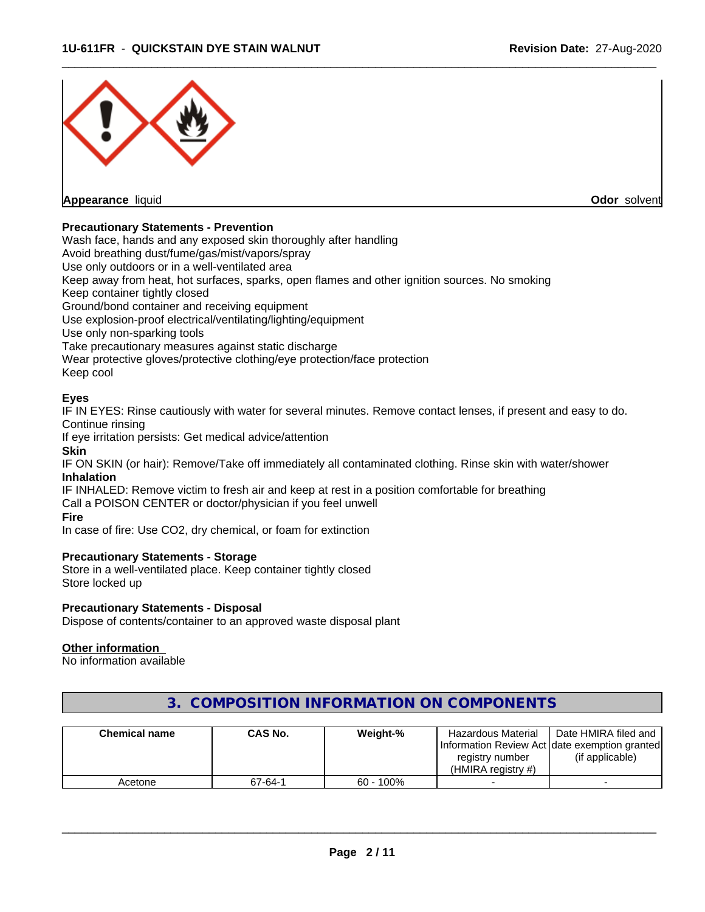**Appearance** liquid **Odor** solvent

**Precautionary Statements - Prevention**

Wash face, hands and any exposed skin thoroughly after handling
Avoid breathing dust/fume/gas/mist/vapors/spray
Use only outdoors or in a well-ventilated area
Keep away from heat, hot surfaces, sparks, open flames and other ignition sources. No smoking
Keep container tightly closed
Ground/bond container and receiving equipment
Use explosion-proof electrical/ventilating/lighting/equipment
Use only non-sparking tools
Take precautionary measures against static discharge
Wear protective gloves/protective clothing/eye protection/face protection
Keep cool

**Eyes**

IF IN EYES: Rinse cautiously with water for several minutes. Remove contact lenses, if present and easy to do. Continue rinsing
If eye irritation persists: Get medical advice/attention

**Skin**

IF ON SKIN (or hair): Remove/Take off immediately all contaminated clothing. Rinse skin with water/shower

**Inhalation**

IF INHALED: Remove victim to fresh air and keep at rest in a position comfortable for breathing
Call a POISON CENTER or doctor/physician if you feel unwell

**Fire**

In case of fire: Use CO2, dry chemical, or foam for extinction

**Precautionary Statements - Storage**

Store in a well-ventilated place. Keep container tightly closed
Store locked up

**Precautionary Statements - Disposal**

Dispose of contents/container to an approved waste disposal plant

**Other information**

No information available

## 3. COMPOSITION INFORMATION ON COMPONENTS

| Chemical name | CAS No. | Weight-% | Hazardous Material Information Review Act registry number (HMIRA registry #) | Date HMIRA filed and date exemption granted (if applicable) |
|---|---|---|---|---|
| Acetone | 67-64-1 | 60 - 100% | - | - |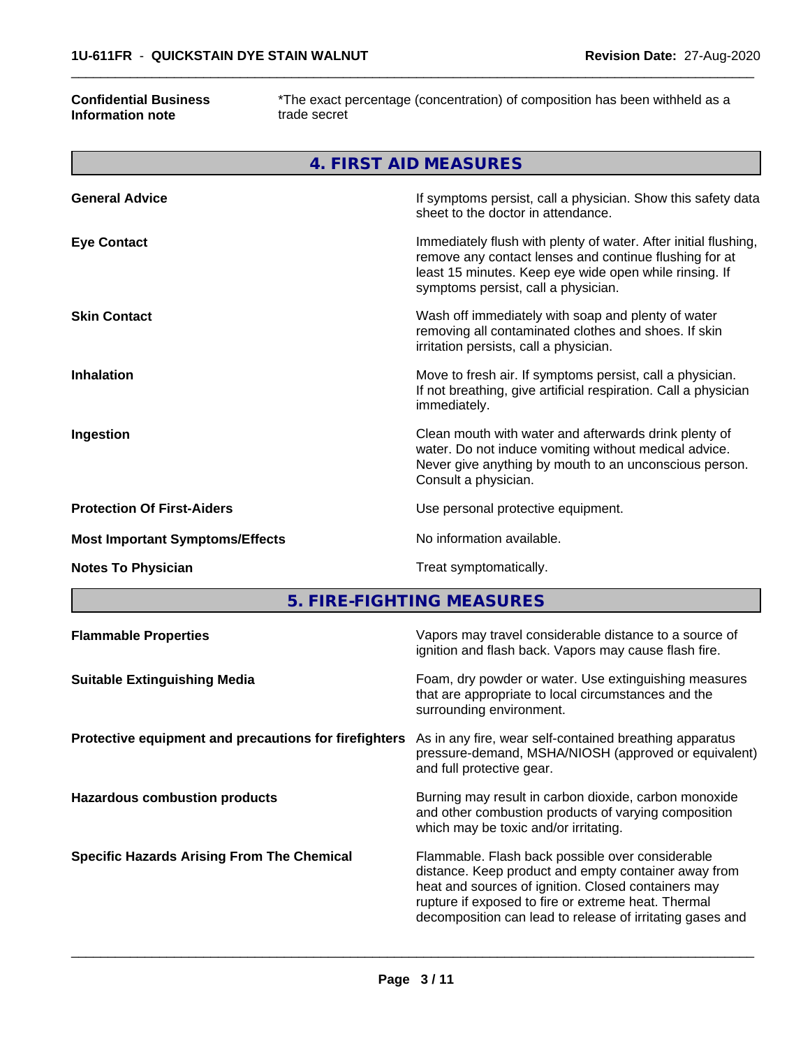| | |
|---|---|
| **Confidential Business Information note** | *The exact percentage (concentration) of composition has been withheld as a trade secret |

## 4. FIRST AID MEASURES

| | |
|---|---|
| **General Advice** | If symptoms persist, call a physician. Show this safety data sheet to the doctor in attendance. |
| **Eye Contact** | Immediately flush with plenty of water. After initial flushing, remove any contact lenses and continue flushing for at least 15 minutes. Keep eye wide open while rinsing. If symptoms persist, call a physician. |
| **Skin Contact** | Wash off immediately with soap and plenty of water removing all contaminated clothes and shoes. If skin irritation persists, call a physician. |
| **Inhalation** | Move to fresh air. If symptoms persist, call a physician. If not breathing, give artificial respiration. Call a physician immediately. |
| **Ingestion** | Clean mouth with water and afterwards drink plenty of water. Do not induce vomiting without medical advice. Never give anything by mouth to an unconscious person. Consult a physician. |
| **Protection Of First-Aiders** | Use personal protective equipment. |
| **Most Important Symptoms/Effects** | No information available. |
| **Notes To Physician** | Treat symptomatically. |

## 5. FIRE-FIGHTING MEASURES

| | |
|---|---|
| **Flammable Properties** | Vapors may travel considerable distance to a source of ignition and flash back. Vapors may cause flash fire. |
| **Suitable Extinguishing Media** | Foam, dry powder or water. Use extinguishing measures that are appropriate to local circumstances and the surrounding environment. |
| **Protective equipment and precautions for firefighters** | As in any fire, wear self-contained breathing apparatus pressure-demand, MSHA/NIOSH (approved or equivalent) and full protective gear. |
| **Hazardous combustion products** | Burning may result in carbon dioxide, carbon monoxide and other combustion products of varying composition which may be toxic and/or irritating. |
| **Specific Hazards Arising From The Chemical** | Flammable. Flash back possible over considerable distance. Keep product and empty container away from heat and sources of ignition. Closed containers may rupture if exposed to fire or extreme heat. Thermal decomposition can lead to release of irritating gases and |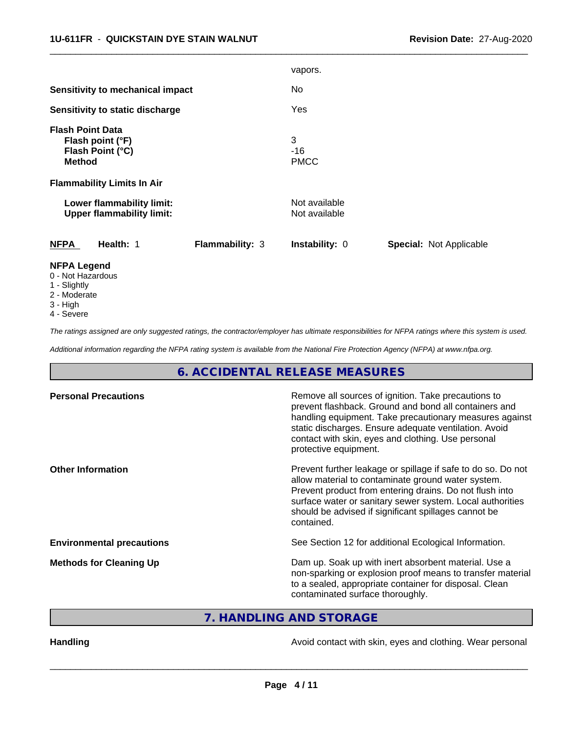vapors.

| | |
|---|---|
| **Sensitivity to mechanical impact** | No |
| **Sensitivity to static discharge** | Yes |

**Flash Point Data**

| | |
|---|---|
| **Flash point (°F)** | 3 |
| **Flash Point (°C)** | -16 |
| **Method** | PMCC |

**Flammability Limits In Air**

| | |
|---|---|
| **Lower flammability limit:** | Not available |
| **Upper flammability limit:** | Not available |

| **NFPA** | **Health:** 1 | **Flammability:** 3 | **Instability:** 0 | **Special:** Not Applicable |
|---|---|---|---|---|

**NFPA Legend**

- 0 - Not Hazardous
- 1 - Slightly
- 2 - Moderate
- 3 - High
- 4 - Severe

*The ratings assigned are only suggested ratings, the contractor/employer has ultimate responsibilities for NFPA ratings where this system is used.*

*Additional information regarding the NFPA rating system is available from the National Fire Protection Agency (NFPA) at www.nfpa.org.*

## 6. ACCIDENTAL RELEASE MEASURES

| | |
|---|---|
| **Personal Precautions** | Remove all sources of ignition. Take precautions to prevent flashback. Ground and bond all containers and handling equipment. Take precautionary measures against static discharges. Ensure adequate ventilation. Avoid contact with skin, eyes and clothing. Use personal protective equipment. |
| **Other Information** | Prevent further leakage or spillage if safe to do so. Do not allow material to contaminate ground water system. Prevent product from entering drains. Do not flush into surface water or sanitary sewer system. Local authorities should be advised if significant spillages cannot be contained. |
| **Environmental precautions** | See Section 12 for additional Ecological Information. |
| **Methods for Cleaning Up** | Dam up. Soak up with inert absorbent material. Use a non-sparking or explosion proof means to transfer material to a sealed, appropriate container for disposal. Clean contaminated surface thoroughly. |

## 7. HANDLING AND STORAGE

| | |
|---|---|
| **Handling** | Avoid contact with skin, eyes and clothing. Wear personal |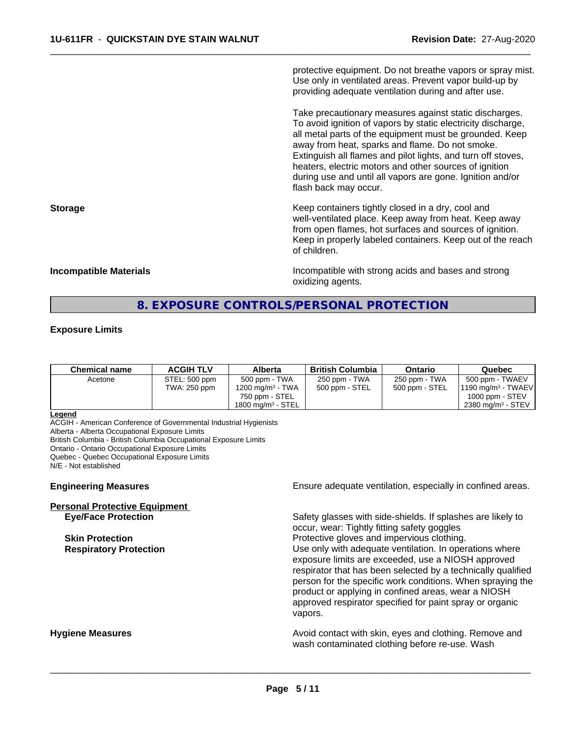protective equipment. Do not breathe vapors or spray mist. Use only in ventilated areas. Prevent vapor build-up by providing adequate ventilation during and after use.

Take precautionary measures against static discharges. To avoid ignition of vapors by static electricity discharge, all metal parts of the equipment must be grounded. Keep away from heat, sparks and flame. Do not smoke. Extinguish all flames and pilot lights, and turn off stoves, heaters, electric motors and other sources of ignition during use and until all vapors are gone. Ignition and/or flash back may occur.

**Storage**

Keep containers tightly closed in a dry, cool and well-ventilated place. Keep away from heat. Keep away from open flames, hot surfaces and sources of ignition. Keep in properly labeled containers. Keep out of the reach of children.

**Incompatible Materials**

Incompatible with strong acids and bases and strong oxidizing agents.

## 8. EXPOSURE CONTROLS/PERSONAL PROTECTION

**Exposure Limits**

| Chemical name | ACGIH TLV | Alberta | British Columbia | Ontario | Quebec |
|---|---|---|---|---|---|
| Acetone | STEL: 500 ppm<br>TWA: 250 ppm | 500 ppm - TWA<br>1200 mg/m³ - TWA<br>750 ppm - STEL<br>1800 mg/m³ - STEL | 250 ppm - TWA<br>500 ppm - STEL | 250 ppm - TWA<br>500 ppm - STEL | 500 ppm - TWAEV<br>1190 mg/m³ - TWAEV<br>1000 ppm - STEV<br>2380 mg/m³ - STEV |

**Legend**

ACGIH - American Conference of Governmental Industrial Hygienists
Alberta - Alberta Occupational Exposure Limits
British Columbia - British Columbia Occupational Exposure Limits
Ontario - Ontario Occupational Exposure Limits
Quebec - Quebec Occupational Exposure Limits
N/E - Not established

**Engineering Measures**

Ensure adequate ventilation, especially in confined areas.

**Personal Protective Equipment**

**Eye/Face Protection**

Safety glasses with side-shields. If splashes are likely to occur, wear: Tightly fitting safety goggles

**Skin Protection**

Protective gloves and impervious clothing.

**Respiratory Protection**

Use only with adequate ventilation. In operations where exposure limits are exceeded, use a NIOSH approved respirator that has been selected by a technically qualified person for the specific work conditions. When spraying the product or applying in confined areas, wear a NIOSH approved respirator specified for paint spray or organic vapors.

**Hygiene Measures**

Avoid contact with skin, eyes and clothing. Remove and wash contaminated clothing before re-use. Wash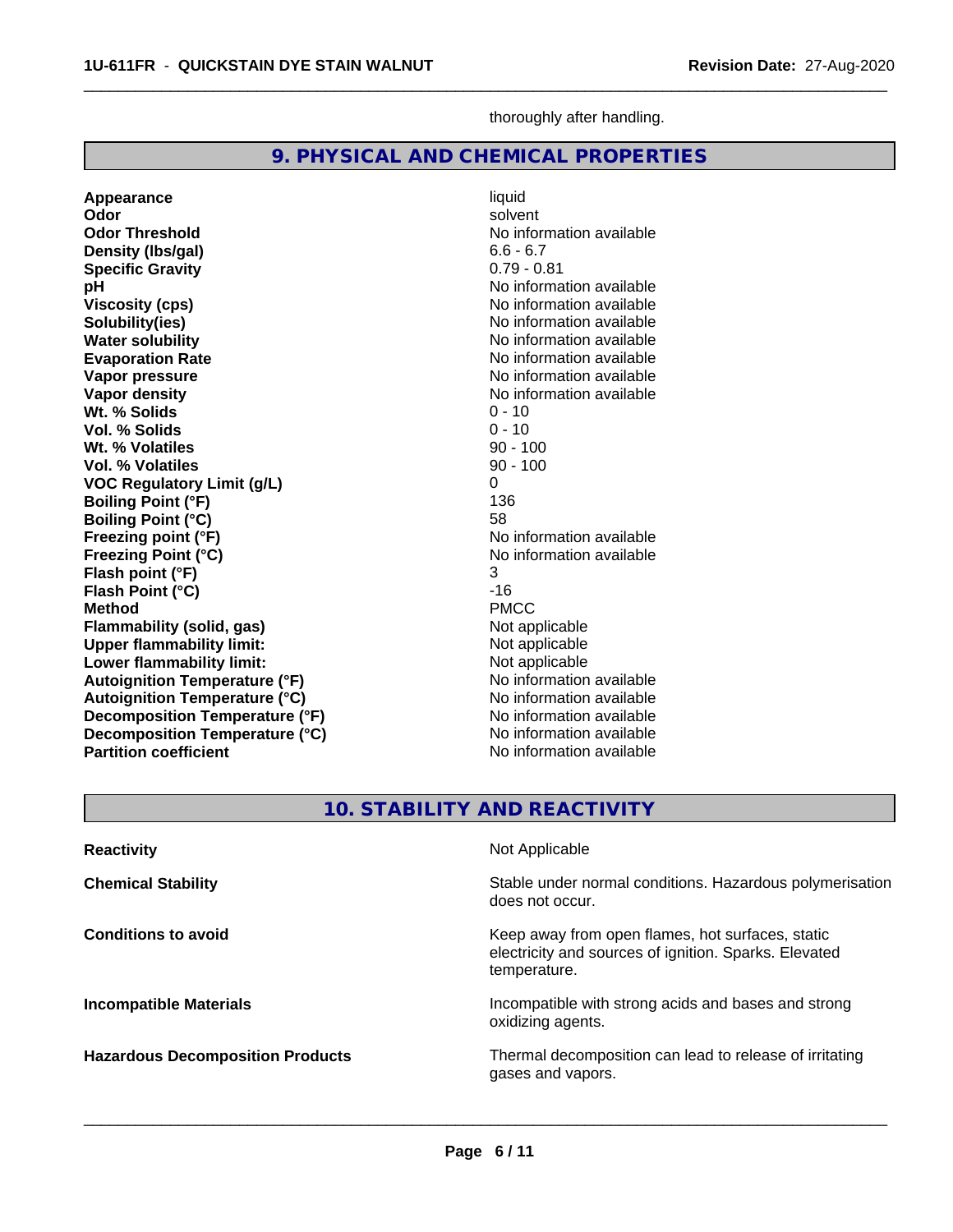thoroughly after handling.

## 9. PHYSICAL AND CHEMICAL PROPERTIES

| Property | Value |
|---|---|
| **Appearance** | liquid |
| **Odor** | solvent |
| **Odor Threshold** | No information available |
| **Density (lbs/gal)** | 6.6 - 6.7 |
| **Specific Gravity** | 0.79 - 0.81 |
| **pH** | No information available |
| **Viscosity (cps)** | No information available |
| **Solubility(ies)** | No information available |
| **Water solubility** | No information available |
| **Evaporation Rate** | No information available |
| **Vapor pressure** | No information available |
| **Vapor density** | No information available |
| **Wt. % Solids** | 0 - 10 |
| **Vol. % Solids** | 0 - 10 |
| **Wt. % Volatiles** | 90 - 100 |
| **Vol. % Volatiles** | 90 - 100 |
| **VOC Regulatory Limit (g/L)** | 0 |
| **Boiling Point (°F)** | 136 |
| **Boiling Point (°C)** | 58 |
| **Freezing point (°F)** | No information available |
| **Freezing Point (°C)** | No information available |
| **Flash point (°F)** | 3 |
| **Flash Point (°C)** | -16 |
| **Method** | PMCC |
| **Flammability (solid, gas)** | Not applicable |
| **Upper flammability limit:** | Not applicable |
| **Lower flammability limit:** | Not applicable |
| **Autoignition Temperature (°F)** | No information available |
| **Autoignition Temperature (°C)** | No information available |
| **Decomposition Temperature (°F)** | No information available |
| **Decomposition Temperature (°C)** | No information available |
| **Partition coefficient** | No information available |

## 10. STABILITY AND REACTIVITY

| | |
|---|---|
| **Reactivity** | Not Applicable |
| **Chemical Stability** | Stable under normal conditions. Hazardous polymerisation does not occur. |
| **Conditions to avoid** | Keep away from open flames, hot surfaces, static electricity and sources of ignition. Sparks. Elevated temperature. |
| **Incompatible Materials** | Incompatible with strong acids and bases and strong oxidizing agents. |
| **Hazardous Decomposition Products** | Thermal decomposition can lead to release of irritating gases and vapors. |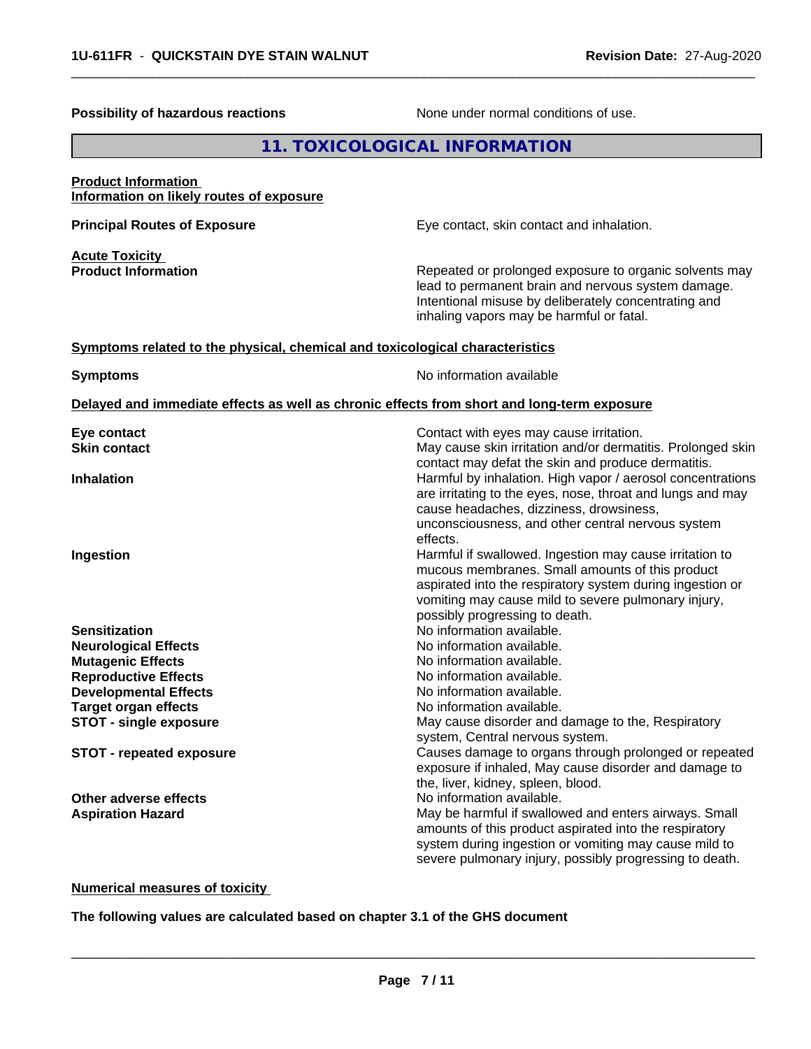**Possibility of hazardous reactions** None under normal conditions of use.

## 11. TOXICOLOGICAL INFORMATION

**Product Information**
**Information on likely routes of exposure**

**Principal Routes of Exposure** Eye contact, skin contact and inhalation.

**Acute Toxicity**
**Product Information** Repeated or prolonged exposure to organic solvents may lead to permanent brain and nervous system damage. Intentional misuse by deliberately concentrating and inhaling vapors may be harmful or fatal.

**Symptoms related to the physical, chemical and toxicological characteristics**

**Symptoms** No information available

**Delayed and immediate effects as well as chronic effects from short and long-term exposure**

**Eye contact** Contact with eyes may cause irritation.

**Skin contact** May cause skin irritation and/or dermatitis. Prolonged skin contact may defat the skin and produce dermatitis.

**Inhalation** Harmful by inhalation. High vapor / aerosol concentrations are irritating to the eyes, nose, throat and lungs and may cause headaches, dizziness, drowsiness, unconsciousness, and other central nervous system effects.

**Ingestion** Harmful if swallowed. Ingestion may cause irritation to mucous membranes. Small amounts of this product aspirated into the respiratory system during ingestion or vomiting may cause mild to severe pulmonary injury, possibly progressing to death.

**Sensitization** No information available.

**Neurological Effects** No information available.

**Mutagenic Effects** No information available.

**Reproductive Effects** No information available.

**Developmental Effects** No information available.

**Target organ effects** No information available.

**STOT - single exposure** May cause disorder and damage to the, Respiratory system, Central nervous system.

**STOT - repeated exposure** Causes damage to organs through prolonged or repeated exposure if inhaled, May cause disorder and damage to the, liver, kidney, spleen, blood.

**Other adverse effects** No information available.

**Aspiration Hazard** May be harmful if swallowed and enters airways. Small amounts of this product aspirated into the respiratory system during ingestion or vomiting may cause mild to severe pulmonary injury, possibly progressing to death.

**Numerical measures of toxicity**

**The following values are calculated based on chapter 3.1 of the GHS document**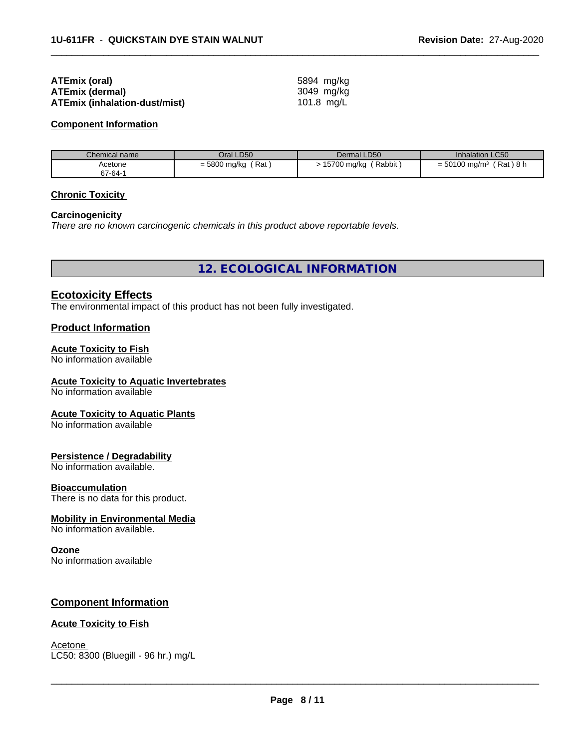**ATEmix (oral)** 5894 mg/kg
**ATEmix (dermal)** 3049 mg/kg
**ATEmix (inhalation-dust/mist)** 101.8 mg/L

**Component Information**

| Chemical name | Oral LD50 | Dermal LD50 | Inhalation LC50 |
|---|---|---|---|
| Acetone<br>67-64-1 | = 5800 mg/kg ( Rat ) | > 15700 mg/kg ( Rabbit ) | = 50100 mg/m³ ( Rat ) 8 h |

**Chronic Toxicity**

**Carcinogenicity**
*There are no known carcinogenic chemicals in this product above reportable levels.*

## 12. ECOLOGICAL INFORMATION

### Ecotoxicity Effects
The environmental impact of this product has not been fully investigated.

### Product Information

**Acute Toxicity to Fish**
No information available

**Acute Toxicity to Aquatic Invertebrates**
No information available

**Acute Toxicity to Aquatic Plants**
No information available

**Persistence / Degradability**
No information available.

**Bioaccumulation**
There is no data for this product.

**Mobility in Environmental Media**
No information available.

**Ozone**
No information available

### Component Information

**Acute Toxicity to Fish**

Acetone
LC50: 8300 (Bluegill - 96 hr.) mg/L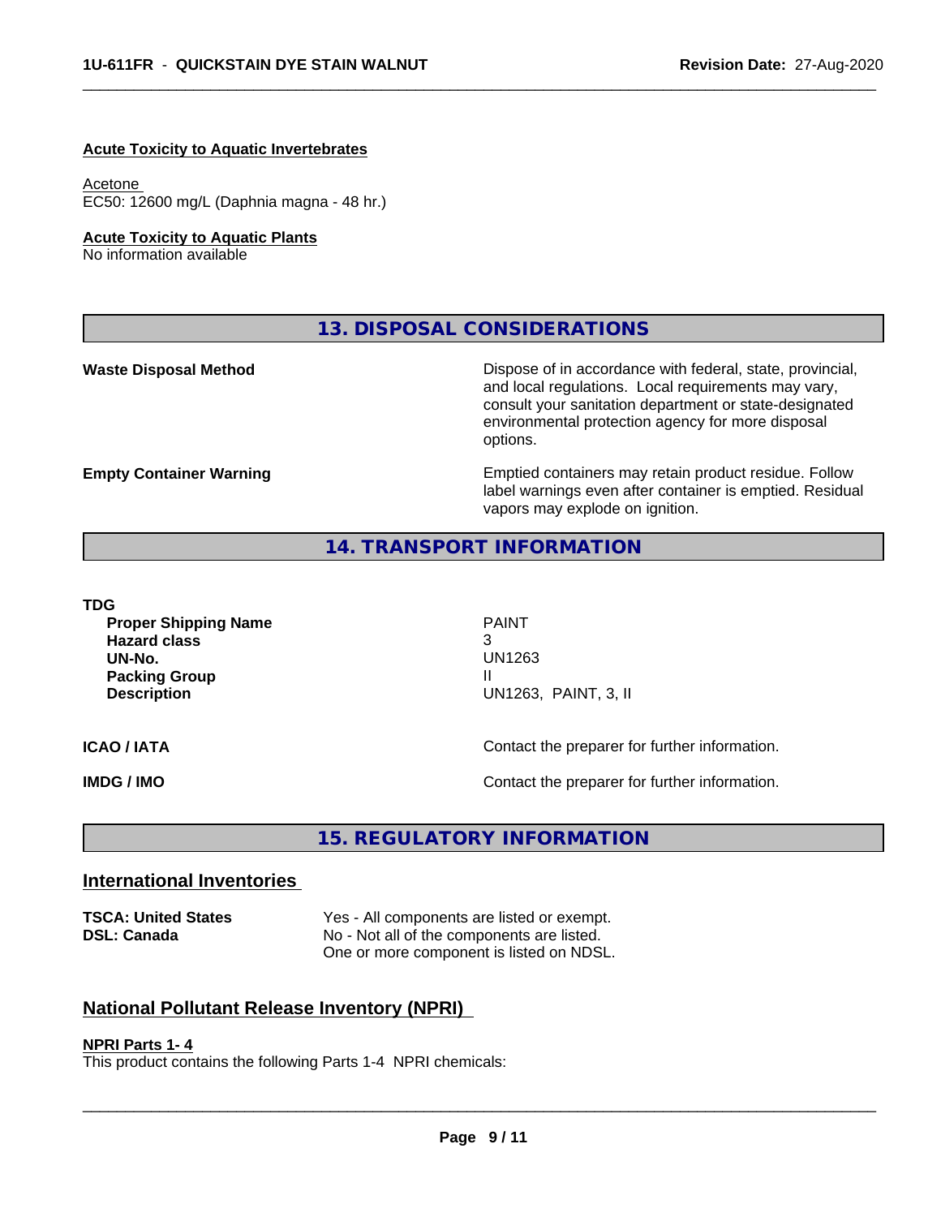**Acute Toxicity to Aquatic Invertebrates**

Acetone
EC50: 12600 mg/L (Daphnia magna - 48 hr.)

**Acute Toxicity to Aquatic Plants**
No information available

## 13. DISPOSAL CONSIDERATIONS

| | |
|---|---|
| **Waste Disposal Method** | Dispose of in accordance with federal, state, provincial, and local regulations. Local requirements may vary, consult your sanitation department or state-designated environmental protection agency for more disposal options. |
| **Empty Container Warning** | Emptied containers may retain product residue. Follow label warnings even after container is emptied. Residual vapors may explode on ignition. |

## 14. TRANSPORT INFORMATION

**TDG**

| | |
|---|---|
| **Proper Shipping Name** | PAINT |
| **Hazard class** | 3 |
| **UN-No.** | UN1263 |
| **Packing Group** | II |
| **Description** | UN1263, PAINT, 3, II |

**ICAO / IATA** — Contact the preparer for further information.

**IMDG / IMO** — Contact the preparer for further information.

## 15. REGULATORY INFORMATION

### International Inventories

| | |
|---|---|
| **TSCA: United States** | Yes - All components are listed or exempt. |
| **DSL: Canada** | No - Not all of the components are listed. One or more component is listed on NDSL. |

### National Pollutant Release Inventory (NPRI)

**NPRI Parts 1- 4**
This product contains the following Parts 1-4 NPRI chemicals: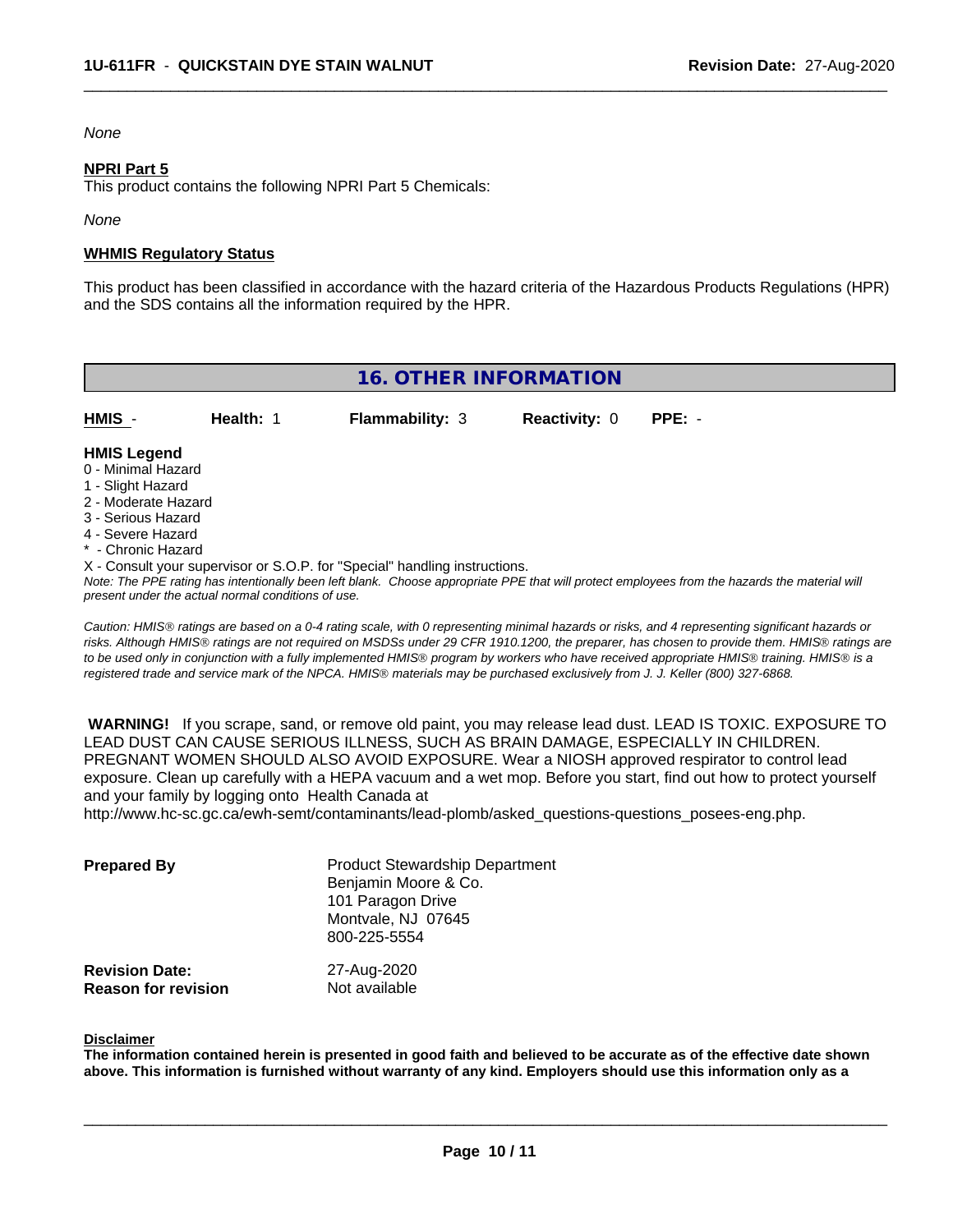*None*

**NPRI Part 5**

This product contains the following NPRI Part 5 Chemicals:

*None*

**WHMIS Regulatory Status**

This product has been classified in accordance with the hazard criteria of the Hazardous Products Regulations (HPR) and the SDS contains all the information required by the HPR.

## 16. OTHER INFORMATION

| HMIS - | Health: 1 | Flammability: 3 | Reactivity: 0 | PPE: - |
|---|---|---|---|---|

**HMIS Legend**

0 - Minimal Hazard
1 - Slight Hazard
2 - Moderate Hazard
3 - Serious Hazard
4 - Severe Hazard
* - Chronic Hazard
X - Consult your supervisor or S.O.P. for "Special" handling instructions.

*Note: The PPE rating has intentionally been left blank. Choose appropriate PPE that will protect employees from the hazards the material will present under the actual normal conditions of use.*

*Caution: HMIS® ratings are based on a 0-4 rating scale, with 0 representing minimal hazards or risks, and 4 representing significant hazards or risks. Although HMIS® ratings are not required on MSDSs under 29 CFR 1910.1200, the preparer, has chosen to provide them. HMIS® ratings are to be used only in conjunction with a fully implemented HMIS® program by workers who have received appropriate HMIS® training. HMIS® is a registered trade and service mark of the NPCA. HMIS® materials may be purchased exclusively from J. J. Keller (800) 327-6868.*

**WARNING!** If you scrape, sand, or remove old paint, you may release lead dust. LEAD IS TOXIC. EXPOSURE TO LEAD DUST CAN CAUSE SERIOUS ILLNESS, SUCH AS BRAIN DAMAGE, ESPECIALLY IN CHILDREN. PREGNANT WOMEN SHOULD ALSO AVOID EXPOSURE. Wear a NIOSH approved respirator to control lead exposure. Clean up carefully with a HEPA vacuum and a wet mop. Before you start, find out how to protect yourself and your family by logging onto Health Canada at http://www.hc-sc.gc.ca/ewh-semt/contaminants/lead-plomb/asked_questions-questions_posees-eng.php.

**Prepared By**
Product Stewardship Department
Benjamin Moore & Co.
101 Paragon Drive
Montvale, NJ 07645
800-225-5554

**Revision Date:** 27-Aug-2020
**Reason for revision** Not available

**Disclaimer**

**The information contained herein is presented in good faith and believed to be accurate as of the effective date shown above. This information is furnished without warranty of any kind. Employers should use this information only as a**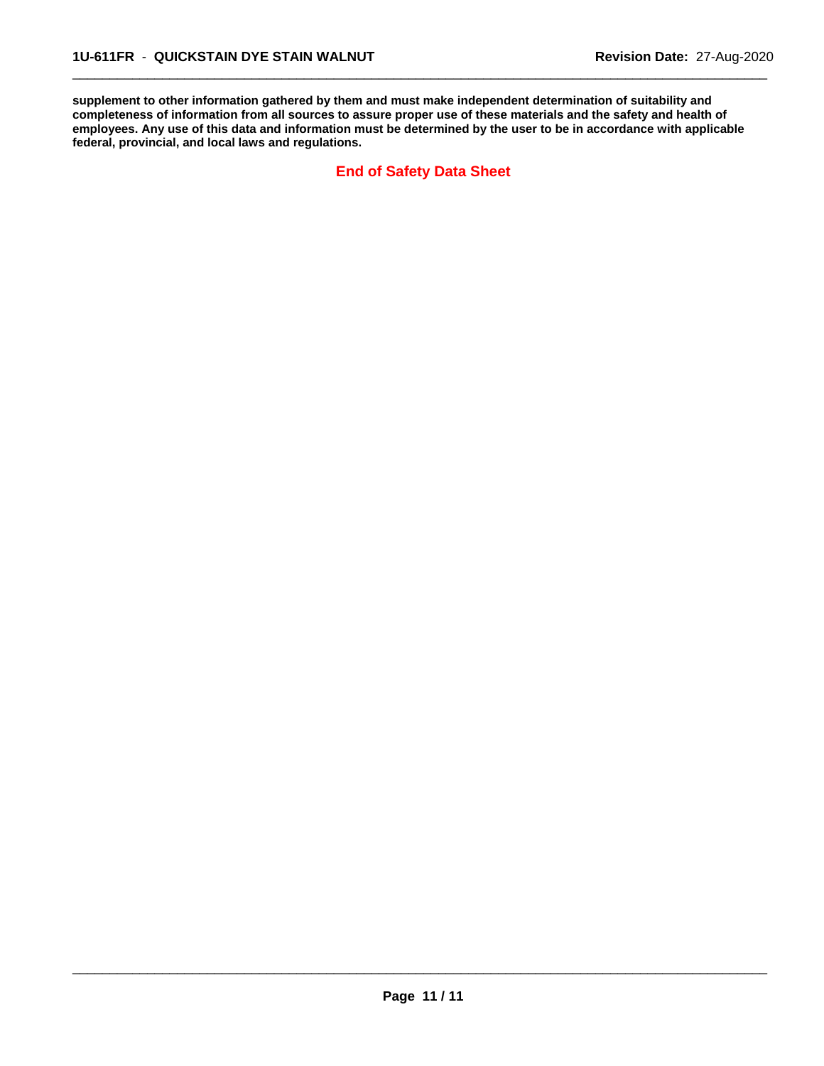**supplement to other information gathered by them and must make independent determination of suitability and completeness of information from all sources to assure proper use of these materials and the safety and health of employees. Any use of this data and information must be determined by the user to be in accordance with applicable federal, provincial, and local laws and regulations.**

**End of Safety Data Sheet**